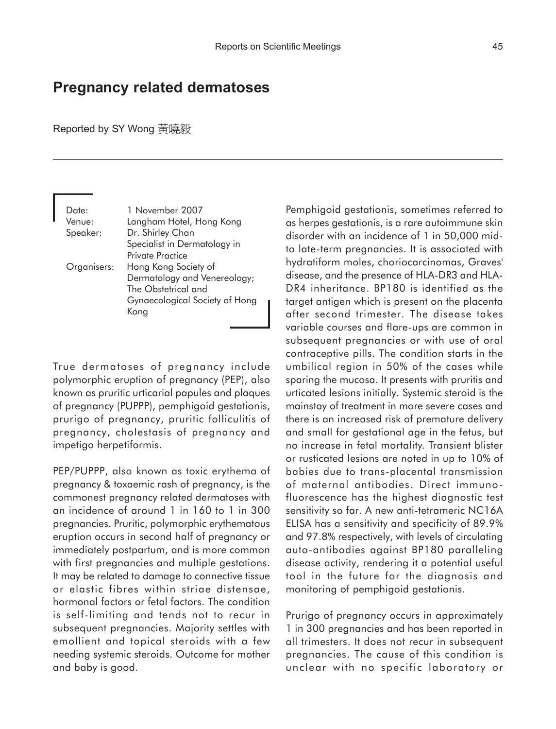# Pregnancy related dermatoses

Reported by SY Wong 黃曉毅

| | |
|---|---|
| Date: | 1 November 2007 |
| Venue: | Langham Hotel, Hong Kong |
| Speaker: | Dr. Shirley Chan<br>Specialist in Dermatology in Private Practice |
| Organisers: | Hong Kong Society of Dermatology and Venereology;<br>The Obstetrical and Gynaecological Society of Hong Kong |

True dermatoses of pregnancy include polymorphic eruption of pregnancy (PEP), also known as pruritic urticarial papules and plaques of pregnancy (PUPPP), pemphigoid gestationis, prurigo of pregnancy, pruritic folliculitis of pregnancy, cholestasis of pregnancy and impetigo herpetiformis.

PEP/PUPPP, also known as toxic erythema of pregnancy & toxaemic rash of pregnancy, is the commonest pregnancy related dermatoses with an incidence of around 1 in 160 to 1 in 300 pregnancies. Pruritic, polymorphic erythematous eruption occurs in second half of pregnancy or immediately postpartum, and is more common with first pregnancies and multiple gestations. It may be related to damage to connective tissue or elastic fibres within striae distensae, hormonal factors or fetal factors. The condition is self-limiting and tends not to recur in subsequent pregnancies. Majority settles with emollient and topical steroids with a few needing systemic steroids. Outcome for mother and baby is good.

Pemphigoid gestationis, sometimes referred to as herpes gestationis, is a rare autoimmune skin disorder with an incidence of 1 in 50,000 mid- to late-term pregnancies. It is associated with hydratiform moles, choriocarcinomas, Graves' disease, and the presence of HLA-DR3 and HLA-DR4 inheritance. BP180 is identified as the target antigen which is present on the placenta after second trimester. The disease takes variable courses and flare-ups are common in subsequent pregnancies or with use of oral contraceptive pills. The condition starts in the umbilical region in 50% of the cases while sparing the mucosa. It presents with pruritis and urticated lesions initially. Systemic steroid is the mainstay of treatment in more severe cases and there is an increased risk of premature delivery and small for gestational age in the fetus, but no increase in fetal mortality. Transient blister or rusticated lesions are noted in up to 10% of babies due to trans-placental transmission of maternal antibodies. Direct immuno-fluorescence has the highest diagnostic test sensitivity so far. A new anti-tetrameric NC16A ELISA has a sensitivity and specificity of 89.9% and 97.8% respectively, with levels of circulating auto-antibodies against BP180 paralleling disease activity, rendering it a potential useful tool in the future for the diagnosis and monitoring of pemphigoid gestationis.

Prurigo of pregnancy occurs in approximately 1 in 300 pregnancies and has been reported in all trimesters. It does not recur in subsequent pregnancies. The cause of this condition is unclear with no specific laboratory or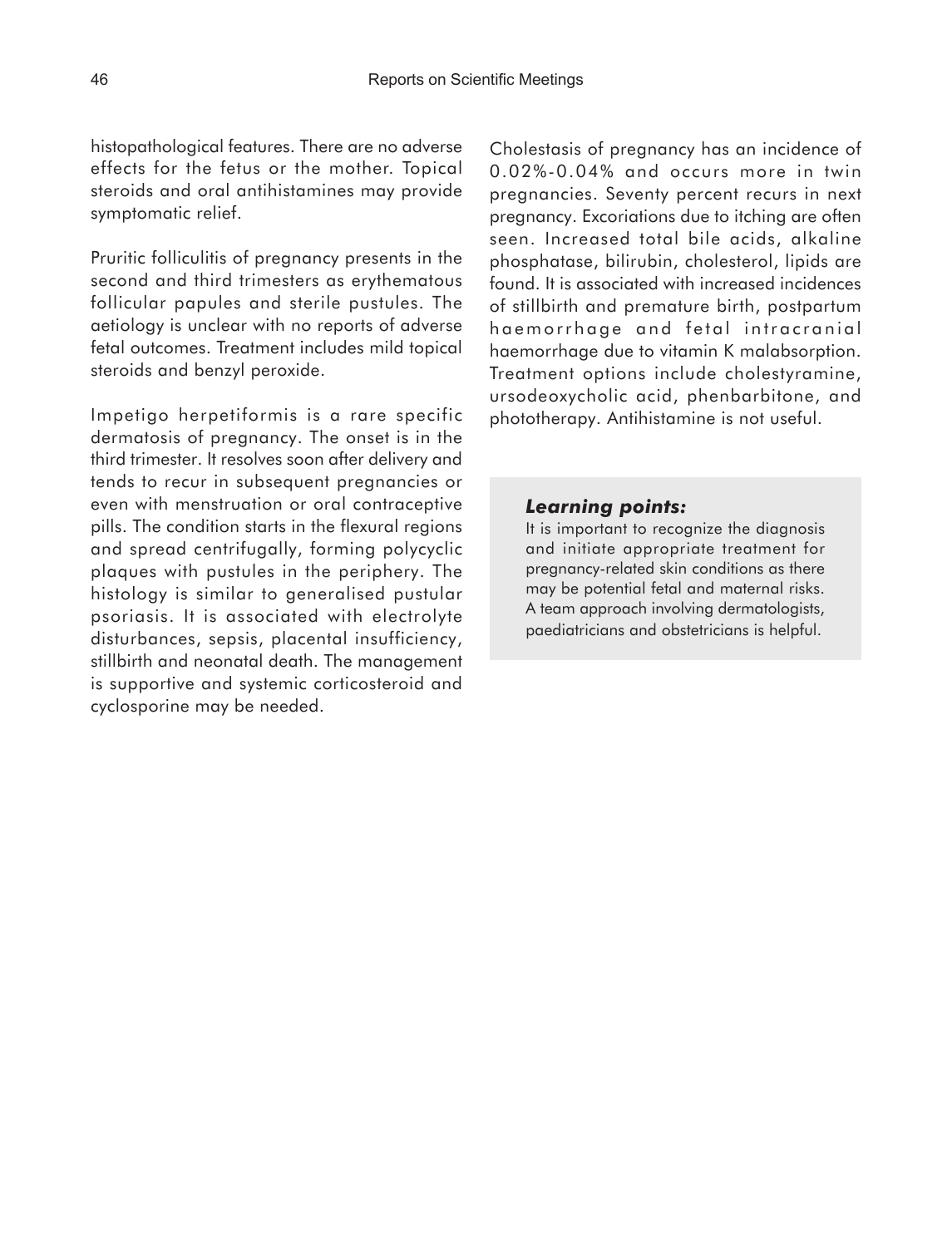histopathological features. There are no adverse effects for the fetus or the mother. Topical steroids and oral antihistamines may provide symptomatic relief.

Pruritic folliculitis of pregnancy presents in the second and third trimesters as erythematous follicular papules and sterile pustules. The aetiology is unclear with no reports of adverse fetal outcomes. Treatment includes mild topical steroids and benzyl peroxide.

Impetigo herpetiformis is a rare specific dermatosis of pregnancy. The onset is in the third trimester. It resolves soon after delivery and tends to recur in subsequent pregnancies or even with menstruation or oral contraceptive pills. The condition starts in the flexural regions and spread centrifugally, forming polycyclic plaques with pustules in the periphery. The histology is similar to generalised pustular psoriasis. It is associated with electrolyte disturbances, sepsis, placental insufficiency, stillbirth and neonatal death. The management is supportive and systemic corticosteroid and cyclosporine may be needed.

Cholestasis of pregnancy has an incidence of 0.02%-0.04% and occurs more in twin pregnancies. Seventy percent recurs in next pregnancy. Excoriations due to itching are often seen. Increased total bile acids, alkaline phosphatase, bilirubin, cholesterol, lipids are found. It is associated with increased incidences of stillbirth and premature birth, postpartum haemorrhage and fetal intracranial haemorrhage due to vitamin K malabsorption. Treatment options include cholestyramine, ursodeoxycholic acid, phenbarbitone, and phototherapy. Antihistamine is not useful.

***Learning points:***

It is important to recognize the diagnosis and initiate appropriate treatment for pregnancy-related skin conditions as there may be potential fetal and maternal risks. A team approach involving dermatologists, paediatricians and obstetricians is helpful.